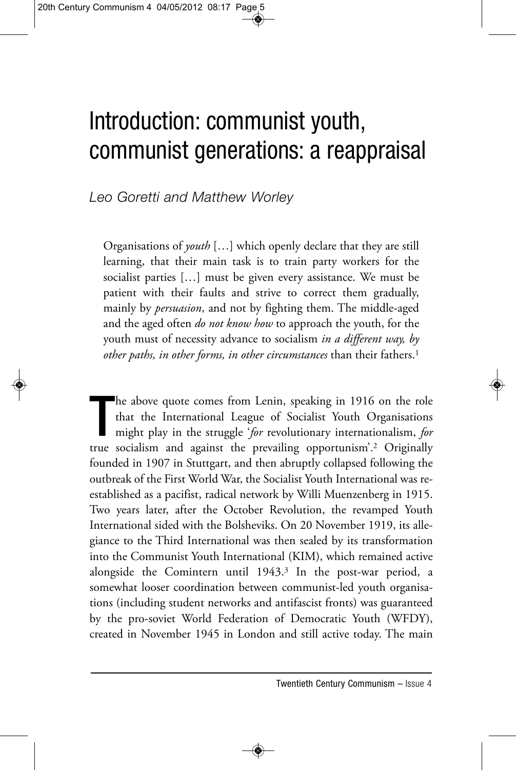# Introduction: communist youth, communist generations: a reappraisal

*Leo Goretti and Matthew Worley*

> Organisations of *youth* […] which openly declare that they are still learning, that their main task is to train party workers for the socialist parties […] must be given every assistance. We must be patient with their faults and strive to correct them gradually, mainly by *persuasion*, and not by fighting them. The middle-aged and the aged often *do not know how* to approach the youth, for the youth must of necessity advance to socialism *in a different way, by other paths, in other forms, in other circumstances* than their fathers.[1]

The above quote comes from Lenin, speaking in 1916 on the role that the International League of Socialist Youth Organisations might play in the struggle '*for* revolutionary internationalism, *for* true socialism and against the prevailing opportunism'.[2] Originally founded in 1907 in Stuttgart, and then abruptly collapsed following the outbreak of the First World War, the Socialist Youth International was re-established as a pacifist, radical network by Willi Muenzenberg in 1915. Two years later, after the October Revolution, the revamped Youth International sided with the Bolsheviks. On 20 November 1919, its allegiance to the Third International was then sealed by its transformation into the Communist Youth International (KIM), which remained active alongside the Comintern until 1943.[3] In the post-war period, a somewhat looser coordination between communist-led youth organisations (including student networks and antifascist fronts) was guaranteed by the pro-soviet World Federation of Democratic Youth (WFDY), created in November 1945 in London and still active today. The main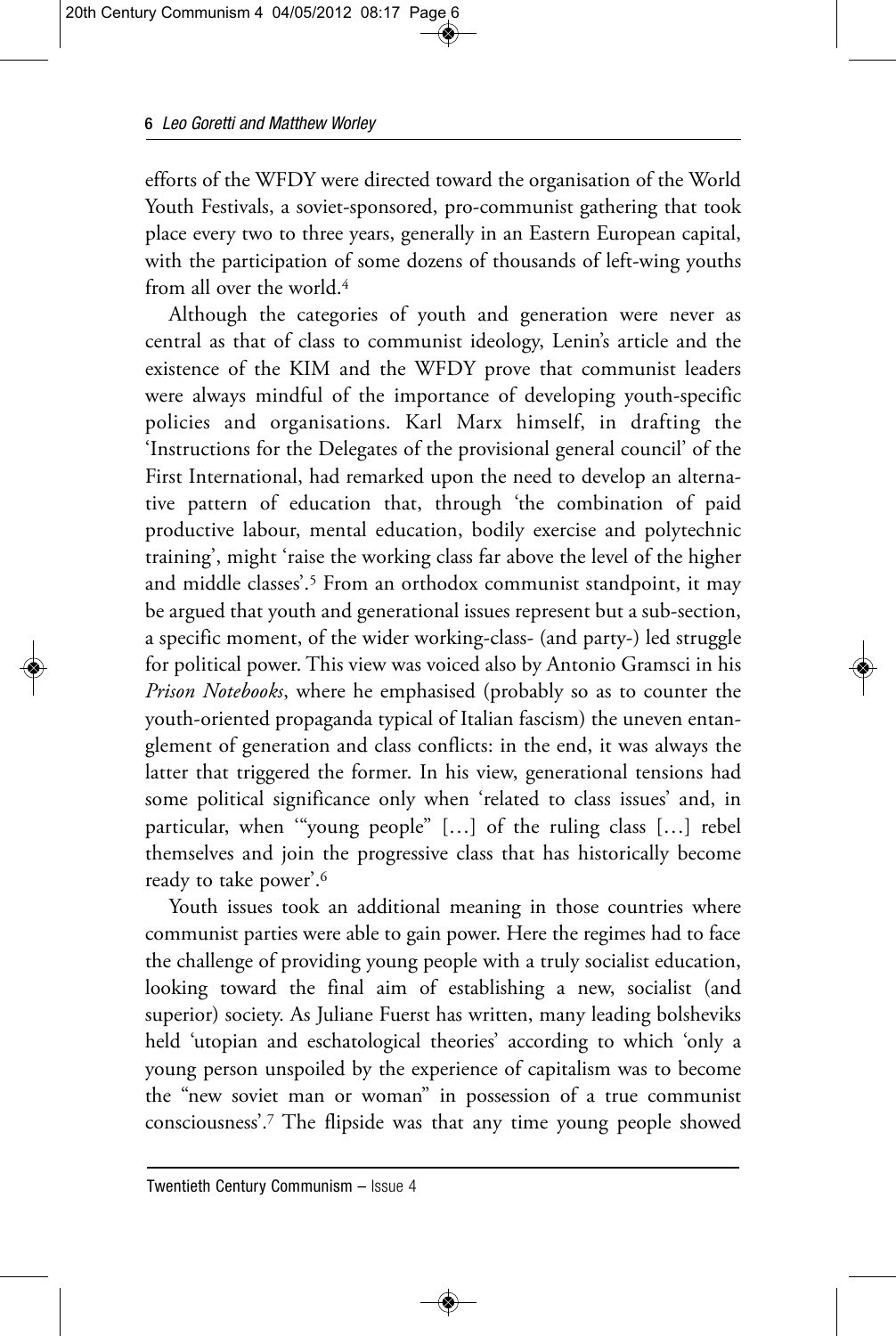efforts of the WFDY were directed toward the organisation of the World Youth Festivals, a soviet-sponsored, pro-communist gathering that took place every two to three years, generally in an Eastern European capital, with the participation of some dozens of thousands of left-wing youths from all over the world.[4]

Although the categories of youth and generation were never as central as that of class to communist ideology, Lenin's article and the existence of the KIM and the WFDY prove that communist leaders were always mindful of the importance of developing youth-specific policies and organisations. Karl Marx himself, in drafting the 'Instructions for the Delegates of the provisional general council' of the First International, had remarked upon the need to develop an alternative pattern of education that, through 'the combination of paid productive labour, mental education, bodily exercise and polytechnic training', might 'raise the working class far above the level of the higher and middle classes'.[5] From an orthodox communist standpoint, it may be argued that youth and generational issues represent but a sub-section, a specific moment, of the wider working-class- (and party-) led struggle for political power. This view was voiced also by Antonio Gramsci in his *Prison Notebooks*, where he emphasised (probably so as to counter the youth-oriented propaganda typical of Italian fascism) the uneven entanglement of generation and class conflicts: in the end, it was always the latter that triggered the former. In his view, generational tensions had some political significance only when 'related to class issues' and, in particular, when '"young people" […] of the ruling class […] rebel themselves and join the progressive class that has historically become ready to take power'.[6]

Youth issues took an additional meaning in those countries where communist parties were able to gain power. Here the regimes had to face the challenge of providing young people with a truly socialist education, looking toward the final aim of establishing a new, socialist (and superior) society. As Juliane Fuerst has written, many leading bolsheviks held 'utopian and eschatological theories' according to which 'only a young person unspoiled by the experience of capitalism was to become the "new soviet man or woman" in possession of a true communist consciousness'.[7] The flipside was that any time young people showed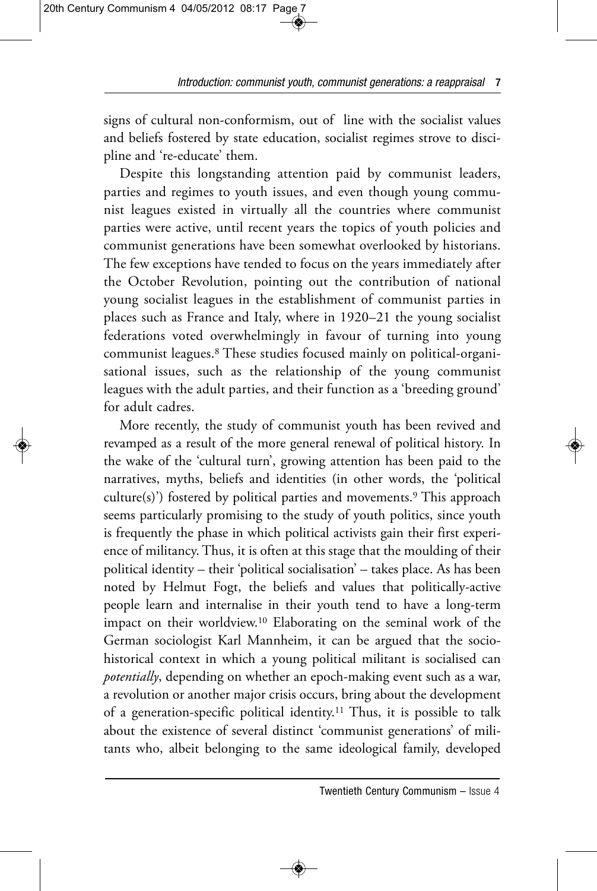signs of cultural non-conformism, out of line with the socialist values and beliefs fostered by state education, socialist regimes strove to discipline and 're-educate' them.

Despite this longstanding attention paid by communist leaders, parties and regimes to youth issues, and even though young communist leagues existed in virtually all the countries where communist parties were active, until recent years the topics of youth policies and communist generations have been somewhat overlooked by historians. The few exceptions have tended to focus on the years immediately after the October Revolution, pointing out the contribution of national young socialist leagues in the establishment of communist parties in places such as France and Italy, where in 1920–21 the young socialist federations voted overwhelmingly in favour of turning into young communist leagues.[8] These studies focused mainly on political-organisational issues, such as the relationship of the young communist leagues with the adult parties, and their function as a 'breeding ground' for adult cadres.

More recently, the study of communist youth has been revived and revamped as a result of the more general renewal of political history. In the wake of the 'cultural turn', growing attention has been paid to the narratives, myths, beliefs and identities (in other words, the 'political culture(s)') fostered by political parties and movements.[9] This approach seems particularly promising to the study of youth politics, since youth is frequently the phase in which political activists gain their first experience of militancy. Thus, it is often at this stage that the moulding of their political identity – their 'political socialisation' – takes place. As has been noted by Helmut Fogt, the beliefs and values that politically-active people learn and internalise in their youth tend to have a long-term impact on their worldview.[10] Elaborating on the seminal work of the German sociologist Karl Mannheim, it can be argued that the socio-historical context in which a young political militant is socialised can *potentially*, depending on whether an epoch-making event such as a war, a revolution or another major crisis occurs, bring about the development of a generation-specific political identity.[11] Thus, it is possible to talk about the existence of several distinct 'communist generations' of militants who, albeit belonging to the same ideological family, developed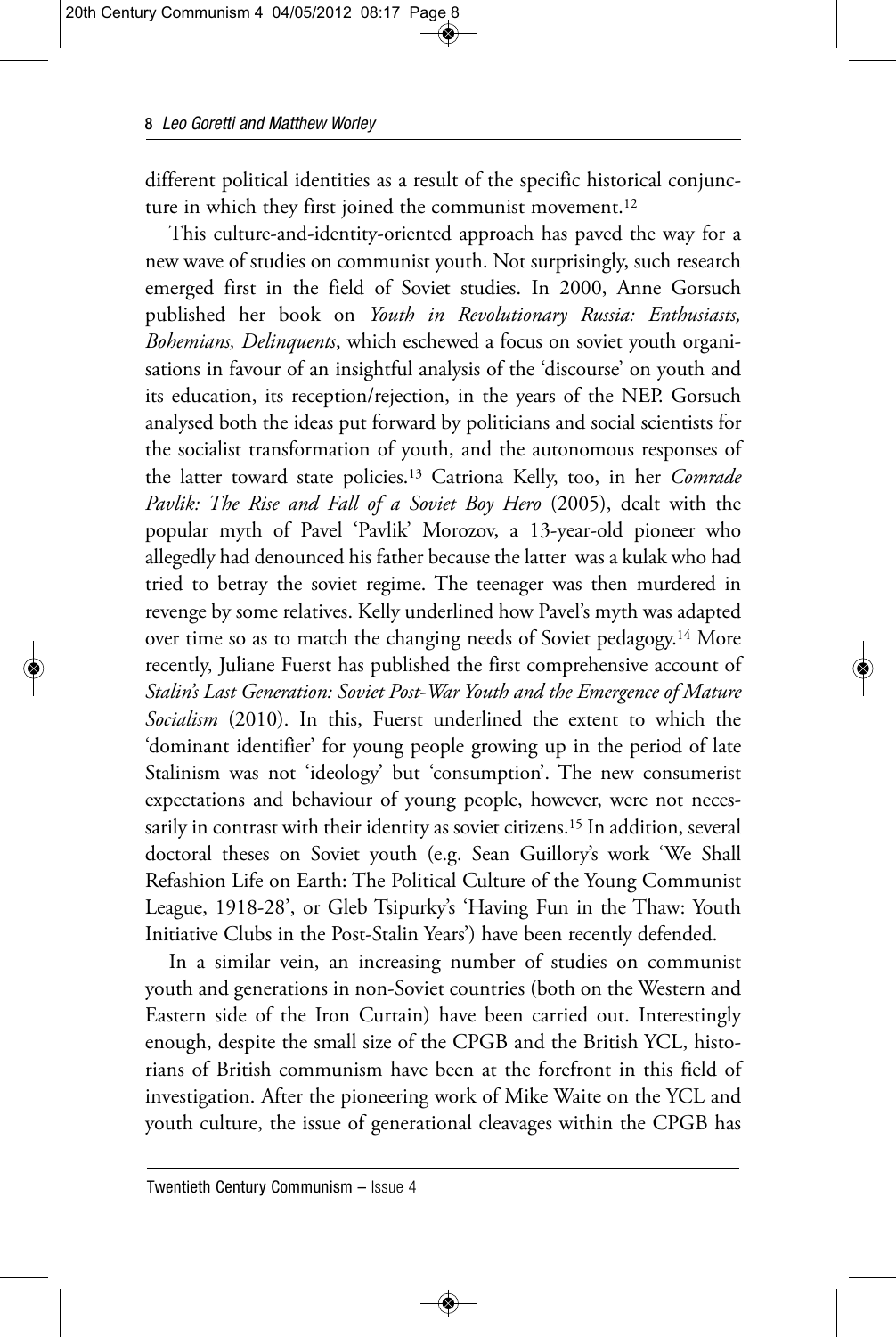different political identities as a result of the specific historical conjuncture in which they first joined the communist movement.[12]

This culture-and-identity-oriented approach has paved the way for a new wave of studies on communist youth. Not surprisingly, such research emerged first in the field of Soviet studies. In 2000, Anne Gorsuch published her book on *Youth in Revolutionary Russia: Enthusiasts, Bohemians, Delinquents*, which eschewed a focus on soviet youth organisations in favour of an insightful analysis of the 'discourse' on youth and its education, its reception/rejection, in the years of the NEP. Gorsuch analysed both the ideas put forward by politicians and social scientists for the socialist transformation of youth, and the autonomous responses of the latter toward state policies.[13] Catriona Kelly, too, in her *Comrade Pavlik: The Rise and Fall of a Soviet Boy Hero* (2005), dealt with the popular myth of Pavel 'Pavlik' Morozov, a 13-year-old pioneer who allegedly had denounced his father because the latter was a kulak who had tried to betray the soviet regime. The teenager was then murdered in revenge by some relatives. Kelly underlined how Pavel's myth was adapted over time so as to match the changing needs of Soviet pedagogy.[14] More recently, Juliane Fuerst has published the first comprehensive account of *Stalin's Last Generation: Soviet Post-War Youth and the Emergence of Mature Socialism* (2010). In this, Fuerst underlined the extent to which the 'dominant identifier' for young people growing up in the period of late Stalinism was not 'ideology' but 'consumption'. The new consumerist expectations and behaviour of young people, however, were not necessarily in contrast with their identity as soviet citizens.[15] In addition, several doctoral theses on Soviet youth (e.g. Sean Guillory's work 'We Shall Refashion Life on Earth: The Political Culture of the Young Communist League, 1918-28', or Gleb Tsipurky's 'Having Fun in the Thaw: Youth Initiative Clubs in the Post-Stalin Years') have been recently defended.

In a similar vein, an increasing number of studies on communist youth and generations in non-Soviet countries (both on the Western and Eastern side of the Iron Curtain) have been carried out. Interestingly enough, despite the small size of the CPGB and the British YCL, historians of British communism have been at the forefront in this field of investigation. After the pioneering work of Mike Waite on the YCL and youth culture, the issue of generational cleavages within the CPGB has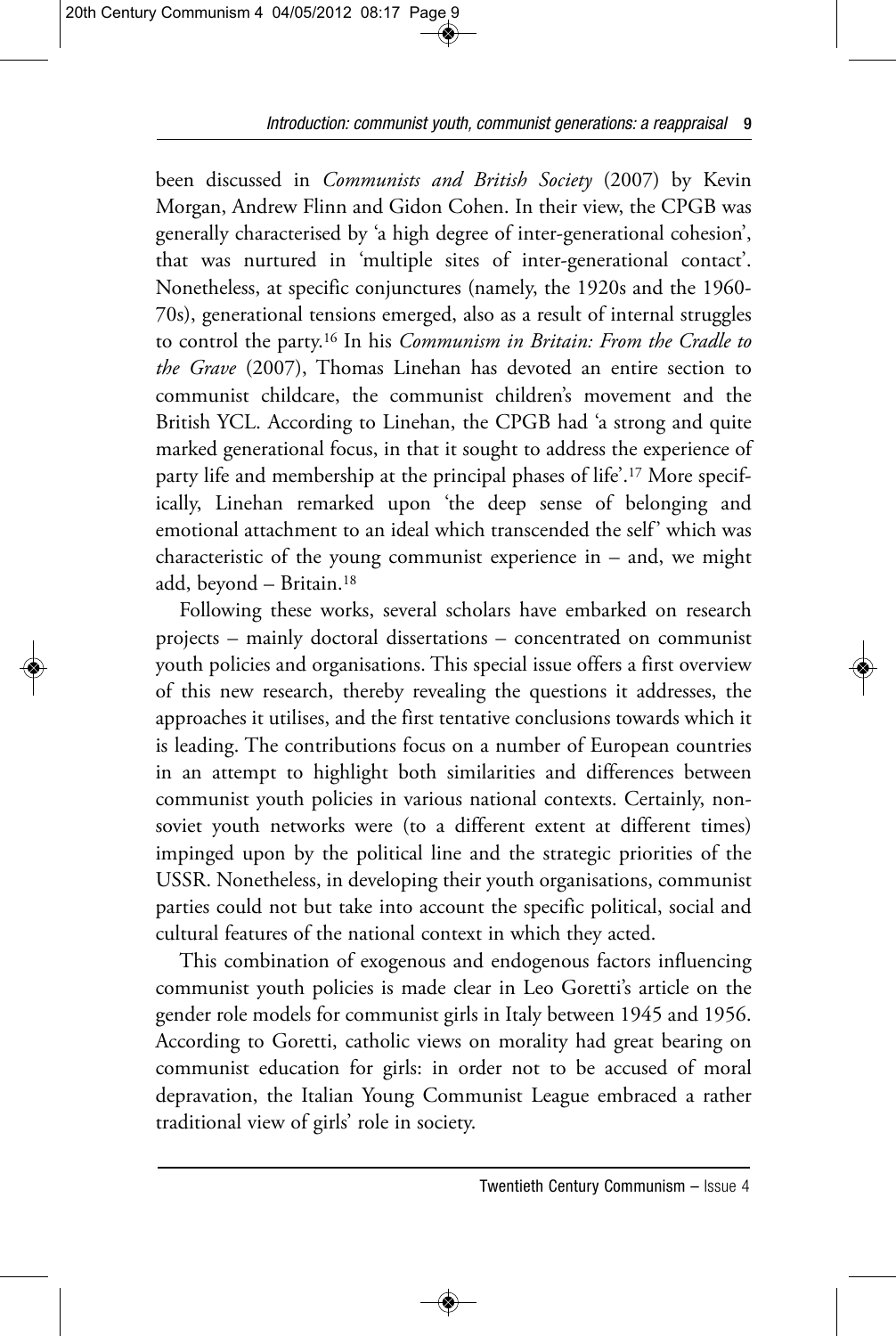been discussed in *Communists and British Society* (2007) by Kevin Morgan, Andrew Flinn and Gidon Cohen. In their view, the CPGB was generally characterised by 'a high degree of inter-generational cohesion', that was nurtured in 'multiple sites of inter-generational contact'. Nonetheless, at specific conjunctures (namely, the 1920s and the 1960-70s), generational tensions emerged, also as a result of internal struggles to control the party.[16] In his *Communism in Britain: From the Cradle to the Grave* (2007), Thomas Linehan has devoted an entire section to communist childcare, the communist children's movement and the British YCL. According to Linehan, the CPGB had 'a strong and quite marked generational focus, in that it sought to address the experience of party life and membership at the principal phases of life'.[17] More specifically, Linehan remarked upon 'the deep sense of belonging and emotional attachment to an ideal which transcended the self' which was characteristic of the young communist experience in – and, we might add, beyond – Britain.[18]

Following these works, several scholars have embarked on research projects – mainly doctoral dissertations – concentrated on communist youth policies and organisations. This special issue offers a first overview of this new research, thereby revealing the questions it addresses, the approaches it utilises, and the first tentative conclusions towards which it is leading. The contributions focus on a number of European countries in an attempt to highlight both similarities and differences between communist youth policies in various national contexts. Certainly, non-soviet youth networks were (to a different extent at different times) impinged upon by the political line and the strategic priorities of the USSR. Nonetheless, in developing their youth organisations, communist parties could not but take into account the specific political, social and cultural features of the national context in which they acted.

This combination of exogenous and endogenous factors influencing communist youth policies is made clear in Leo Goretti's article on the gender role models for communist girls in Italy between 1945 and 1956. According to Goretti, catholic views on morality had great bearing on communist education for girls: in order not to be accused of moral depravation, the Italian Young Communist League embraced a rather traditional view of girls' role in society.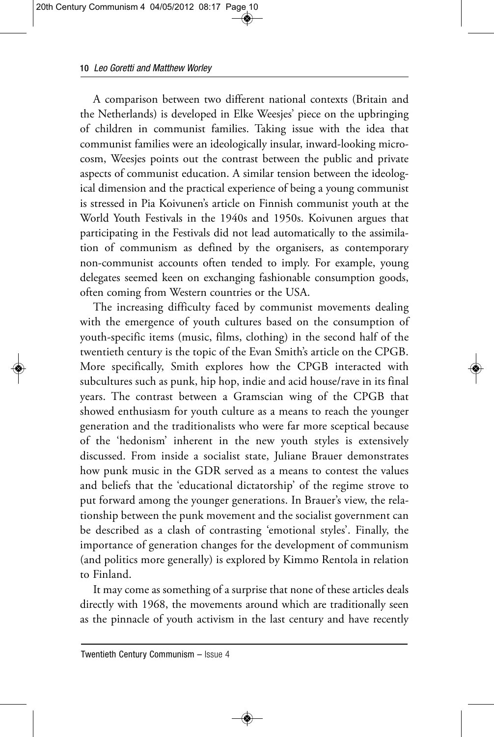A comparison between two different national contexts (Britain and the Netherlands) is developed in Elke Weesjes' piece on the upbringing of children in communist families. Taking issue with the idea that communist families were an ideologically insular, inward-looking microcosm, Weesjes points out the contrast between the public and private aspects of communist education. A similar tension between the ideological dimension and the practical experience of being a young communist is stressed in Pia Koivunen's article on Finnish communist youth at the World Youth Festivals in the 1940s and 1950s. Koivunen argues that participating in the Festivals did not lead automatically to the assimilation of communism as defined by the organisers, as contemporary non-communist accounts often tended to imply. For example, young delegates seemed keen on exchanging fashionable consumption goods, often coming from Western countries or the USA.

The increasing difficulty faced by communist movements dealing with the emergence of youth cultures based on the consumption of youth-specific items (music, films, clothing) in the second half of the twentieth century is the topic of the Evan Smith's article on the CPGB. More specifically, Smith explores how the CPGB interacted with subcultures such as punk, hip hop, indie and acid house/rave in its final years. The contrast between a Gramscian wing of the CPGB that showed enthusiasm for youth culture as a means to reach the younger generation and the traditionalists who were far more sceptical because of the 'hedonism' inherent in the new youth styles is extensively discussed. From inside a socialist state, Juliane Brauer demonstrates how punk music in the GDR served as a means to contest the values and beliefs that the 'educational dictatorship' of the regime strove to put forward among the younger generations. In Brauer's view, the relationship between the punk movement and the socialist government can be described as a clash of contrasting 'emotional styles'. Finally, the importance of generation changes for the development of communism (and politics more generally) is explored by Kimmo Rentola in relation to Finland.

It may come as something of a surprise that none of these articles deals directly with 1968, the movements around which are traditionally seen as the pinnacle of youth activism in the last century and have recently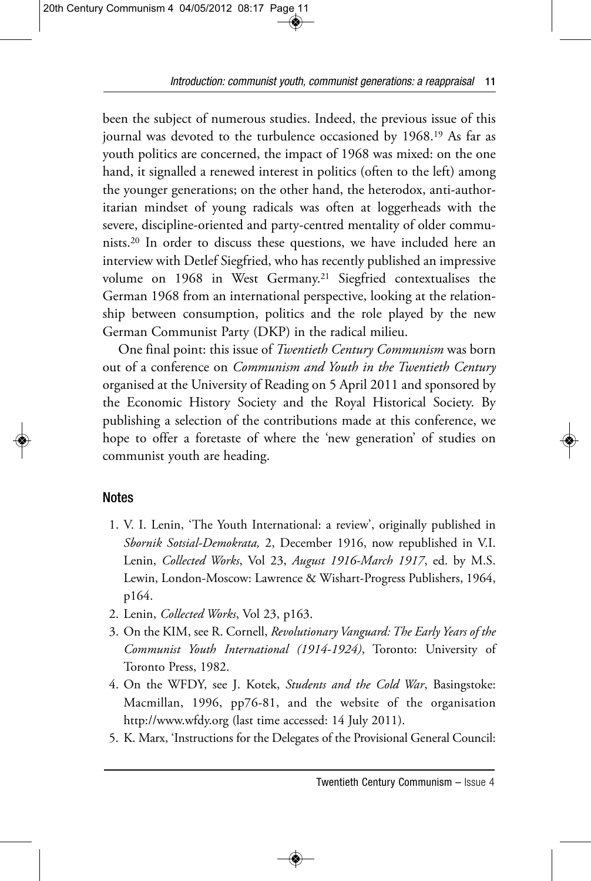been the subject of numerous studies. Indeed, the previous issue of this journal was devoted to the turbulence occasioned by 1968.[19] As far as youth politics are concerned, the impact of 1968 was mixed: on the one hand, it signalled a renewed interest in politics (often to the left) among the younger generations; on the other hand, the heterodox, anti-authoritarian mindset of young radicals was often at loggerheads with the severe, discipline-oriented and party-centred mentality of older communists.[20] In order to discuss these questions, we have included here an interview with Detlef Siegfried, who has recently published an impressive volume on 1968 in West Germany.[21] Siegfried contextualises the German 1968 from an international perspective, looking at the relationship between consumption, politics and the role played by the new German Communist Party (DKP) in the radical milieu.

One final point: this issue of *Twentieth Century Communism* was born out of a conference on *Communism and Youth in the Twentieth Century* organised at the University of Reading on 5 April 2011 and sponsored by the Economic History Society and the Royal Historical Society. By publishing a selection of the contributions made at this conference, we hope to offer a foretaste of where the 'new generation' of studies on communist youth are heading.

## Notes

1. V. I. Lenin, 'The Youth International: a review', originally published in *Sbornik Sotsial-Demokrata,* 2, December 1916, now republished in V.I. Lenin, *Collected Works*, Vol 23, *August 1916-March 1917*, ed. by M.S. Lewin, London-Moscow: Lawrence & Wishart-Progress Publishers, 1964, p164.
2. Lenin, *Collected Works*, Vol 23, p163.
3. On the KIM, see R. Cornell, *Revolutionary Vanguard: The Early Years of the Communist Youth International (1914-1924)*, Toronto: University of Toronto Press, 1982.
4. On the WFDY, see J. Kotek, *Students and the Cold War*, Basingstoke: Macmillan, 1996, pp76-81, and the website of the organisation http://www.wfdy.org (last time accessed: 14 July 2011).
5. K. Marx, 'Instructions for the Delegates of the Provisional General Council: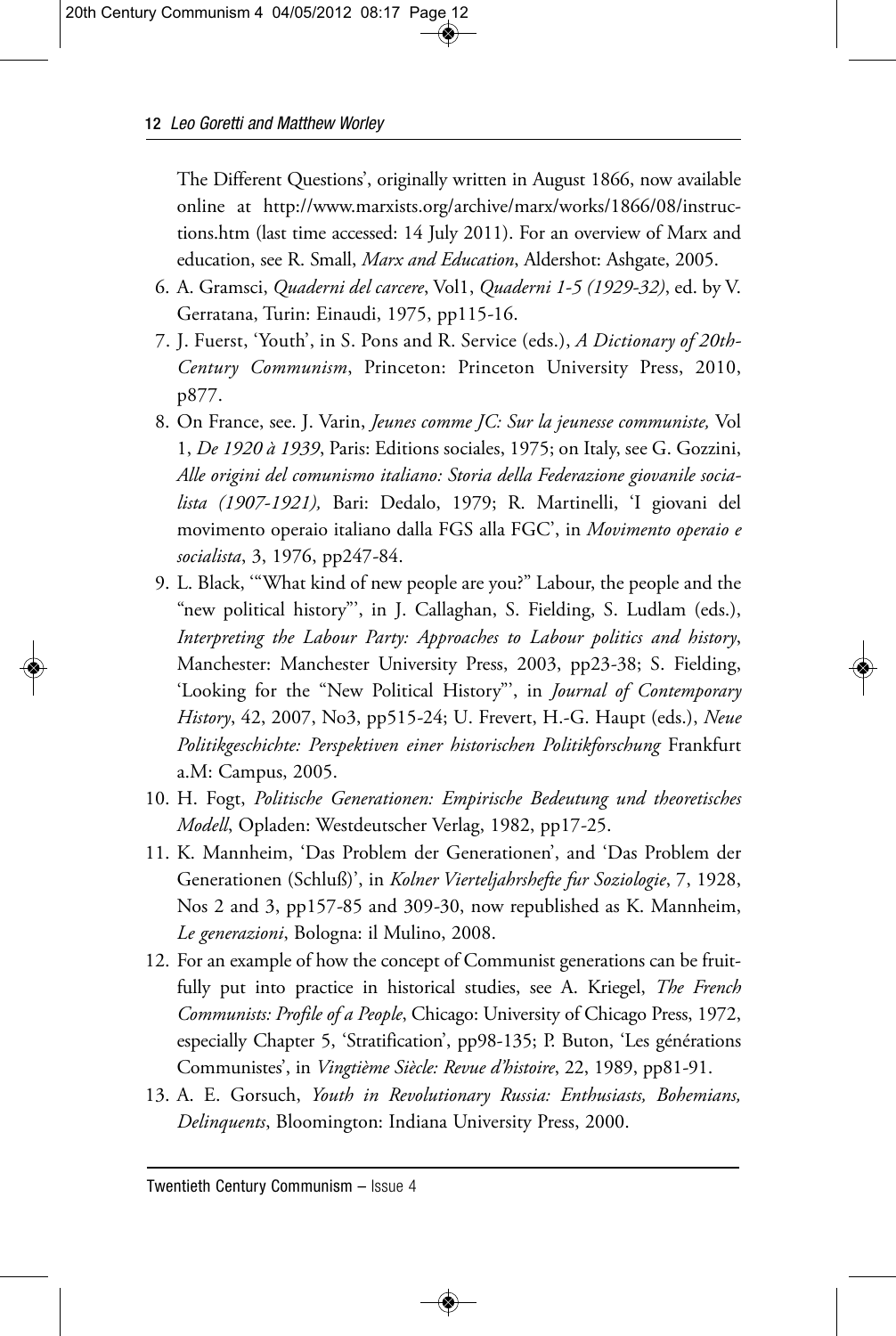The Different Questions', originally written in August 1866, now available online at http://www.marxists.org/archive/marx/works/1866/08/instructions.htm (last time accessed: 14 July 2011). For an overview of Marx and education, see R. Small, *Marx and Education*, Aldershot: Ashgate, 2005.

6. A. Gramsci, *Quaderni del carcere*, Vol1, *Quaderni 1-5 (1929-32)*, ed. by V. Gerratana, Turin: Einaudi, 1975, pp115-16.
7. J. Fuerst, 'Youth', in S. Pons and R. Service (eds.), *A Dictionary of 20th-Century Communism*, Princeton: Princeton University Press, 2010, p877.
8. On France, see. J. Varin, *Jeunes comme JC: Sur la jeunesse communiste,* Vol 1, *De 1920 à 1939*, Paris: Editions sociales, 1975; on Italy, see G. Gozzini, *Alle origini del comunismo italiano: Storia della Federazione giovanile socialista (1907-1921),* Bari: Dedalo, 1979; R. Martinelli, 'I giovani del movimento operaio italiano dalla FGS alla FGC', in *Movimento operaio e socialista*, 3, 1976, pp247-84.
9. L. Black, '"What kind of new people are you?" Labour, the people and the "new political history"', in J. Callaghan, S. Fielding, S. Ludlam (eds.), *Interpreting the Labour Party: Approaches to Labour politics and history*, Manchester: Manchester University Press, 2003, pp23-38; S. Fielding, 'Looking for the "New Political History"', in *Journal of Contemporary History*, 42, 2007, No3, pp515-24; U. Frevert, H.-G. Haupt (eds.), *Neue Politikgeschichte: Perspektiven einer historischen Politikforschung* Frankfurt a.M: Campus, 2005.
10. H. Fogt, *Politische Generationen: Empirische Bedeutung und theoretisches Modell*, Opladen: Westdeutscher Verlag, 1982, pp17-25.
11. K. Mannheim, 'Das Problem der Generationen', and 'Das Problem der Generationen (Schluß)', in *Kolner Vierteljahrshefte fur Soziologie*, 7, 1928, Nos 2 and 3, pp157-85 and 309-30, now republished as K. Mannheim, *Le generazioni*, Bologna: il Mulino, 2008.
12. For an example of how the concept of Communist generations can be fruitfully put into practice in historical studies, see A. Kriegel, *The French Communists: Profile of a People*, Chicago: University of Chicago Press, 1972, especially Chapter 5, 'Stratification', pp98-135; P. Buton, 'Les générations Communistes', in *Vingtième Siècle: Revue d'histoire*, 22, 1989, pp81-91.
13. A. E. Gorsuch, *Youth in Revolutionary Russia: Enthusiasts, Bohemians, Delinquents*, Bloomington: Indiana University Press, 2000.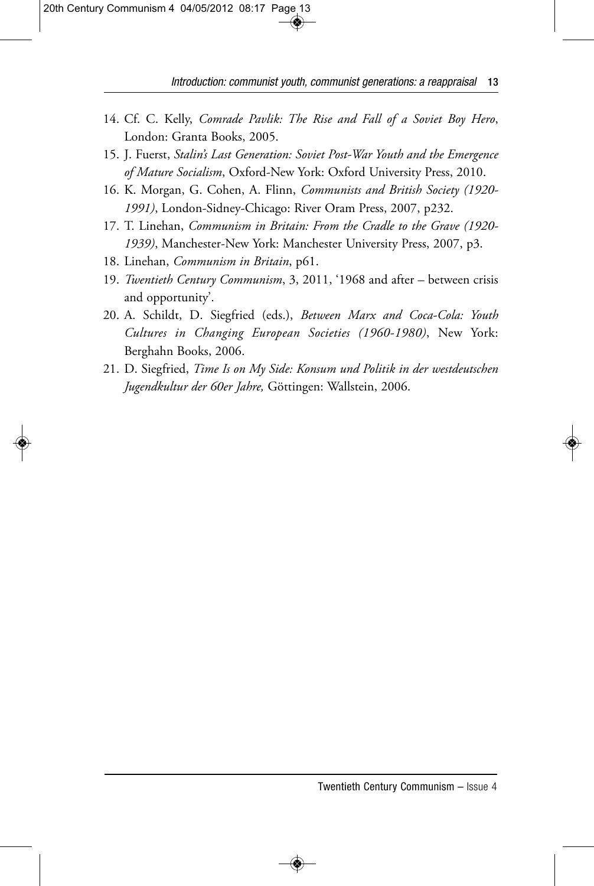14. Cf. C. Kelly, *Comrade Pavlik: The Rise and Fall of a Soviet Boy Hero*, London: Granta Books, 2005.
15. J. Fuerst, *Stalin's Last Generation: Soviet Post-War Youth and the Emergence of Mature Socialism*, Oxford-New York: Oxford University Press, 2010.
16. K. Morgan, G. Cohen, A. Flinn, *Communists and British Society (1920-1991)*, London-Sidney-Chicago: River Oram Press, 2007, p232.
17. T. Linehan, *Communism in Britain: From the Cradle to the Grave (1920-1939)*, Manchester-New York: Manchester University Press, 2007, p3.
18. Linehan, *Communism in Britain*, p61.
19. *Twentieth Century Communism*, 3, 2011, '1968 and after – between crisis and opportunity'.
20. A. Schildt, D. Siegfried (eds.), *Between Marx and Coca-Cola: Youth Cultures in Changing European Societies (1960-1980)*, New York: Berghahn Books, 2006.
21. D. Siegfried, *Time Is on My Side: Konsum und Politik in der westdeutschen Jugendkultur der 60er Jahre,* Göttingen: Wallstein, 2006.